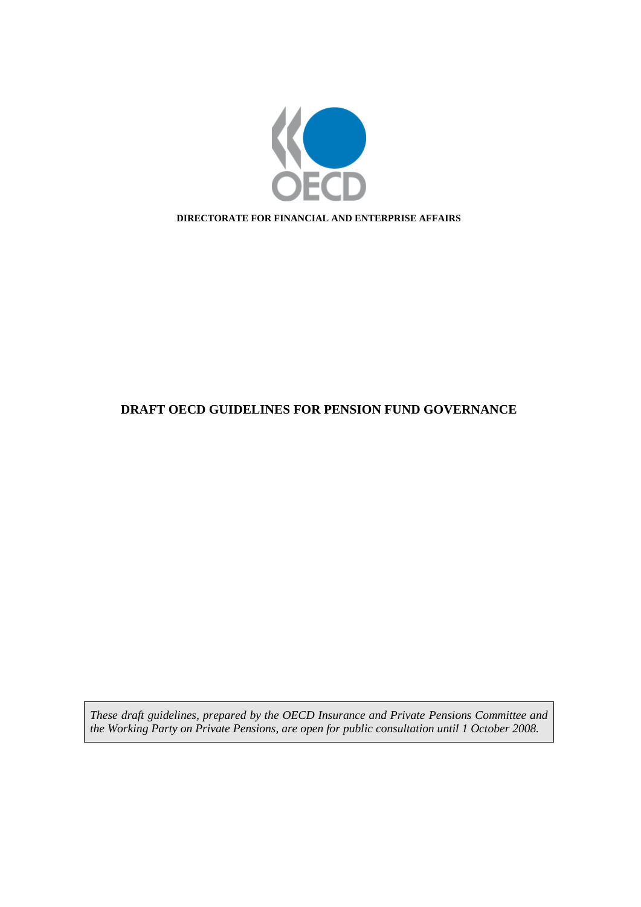DIRECTORATE FOR FINANCIAL AND ENTERPRISE AFFAIRS

# DRAFT OECD GUIDELINES FOR PENSION FUND GOVERNANCE

*These draft guidelines, prepared by the OECD Insurance and Private Pensions Committee and the Working Party on Private Pensions, are open for public consultation until 1 October 2008.*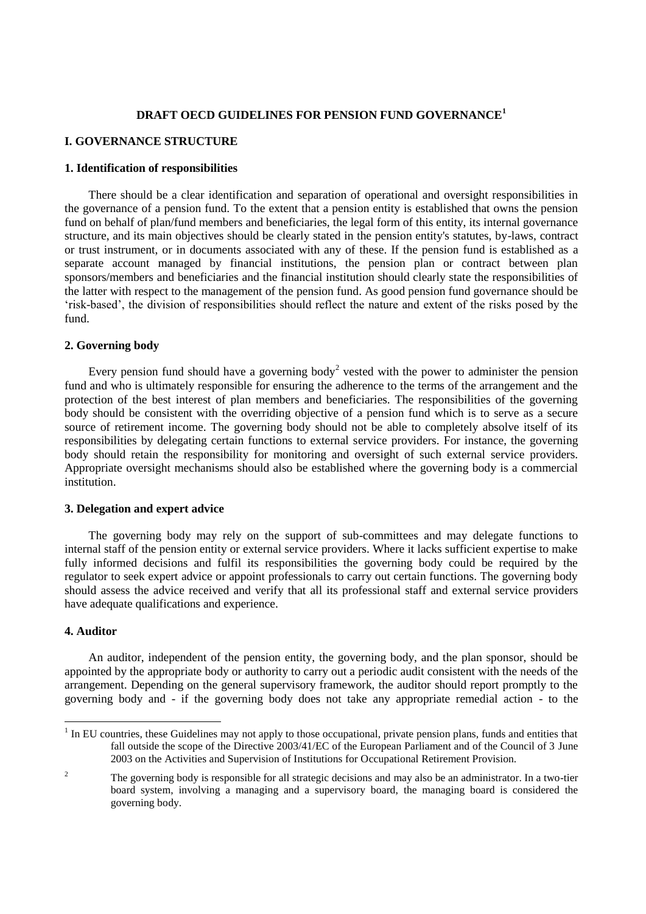# DRAFT OECD GUIDELINES FOR PENSION FUND GOVERNANCE[1]

## I. GOVERNANCE STRUCTURE

### 1. Identification of responsibilities

There should be a clear identification and separation of operational and oversight responsibilities in the governance of a pension fund. To the extent that a pension entity is established that owns the pension fund on behalf of plan/fund members and beneficiaries, the legal form of this entity, its internal governance structure, and its main objectives should be clearly stated in the pension entity's statutes, by-laws, contract or trust instrument, or in documents associated with any of these. If the pension fund is established as a separate account managed by financial institutions, the pension plan or contract between plan sponsors/members and beneficiaries and the financial institution should clearly state the responsibilities of the latter with respect to the management of the pension fund. As good pension fund governance should be 'risk-based', the division of responsibilities should reflect the nature and extent of the risks posed by the fund.

### 2. Governing body

Every pension fund should have a governing body[2] vested with the power to administer the pension fund and who is ultimately responsible for ensuring the adherence to the terms of the arrangement and the protection of the best interest of plan members and beneficiaries. The responsibilities of the governing body should be consistent with the overriding objective of a pension fund which is to serve as a secure source of retirement income. The governing body should not be able to completely absolve itself of its responsibilities by delegating certain functions to external service providers. For instance, the governing body should retain the responsibility for monitoring and oversight of such external service providers. Appropriate oversight mechanisms should also be established where the governing body is a commercial institution.

### 3. Delegation and expert advice

The governing body may rely on the support of sub-committees and may delegate functions to internal staff of the pension entity or external service providers. Where it lacks sufficient expertise to make fully informed decisions and fulfil its responsibilities the governing body could be required by the regulator to seek expert advice or appoint professionals to carry out certain functions. The governing body should assess the advice received and verify that all its professional staff and external service providers have adequate qualifications and experience.

### 4. Auditor

An auditor, independent of the pension entity, the governing body, and the plan sponsor, should be appointed by the appropriate body or authority to carry out a periodic audit consistent with the needs of the arrangement. Depending on the general supervisory framework, the auditor should report promptly to the governing body and - if the governing body does not take any appropriate remedial action - to the

---

[1] In EU countries, these Guidelines may not apply to those occupational, private pension plans, funds and entities that fall outside the scope of the Directive 2003/41/EC of the European Parliament and of the Council of 3 June 2003 on the Activities and Supervision of Institutions for Occupational Retirement Provision.

[2] The governing body is responsible for all strategic decisions and may also be an administrator. In a two-tier board system, involving a managing and a supervisory board, the managing board is considered the governing body.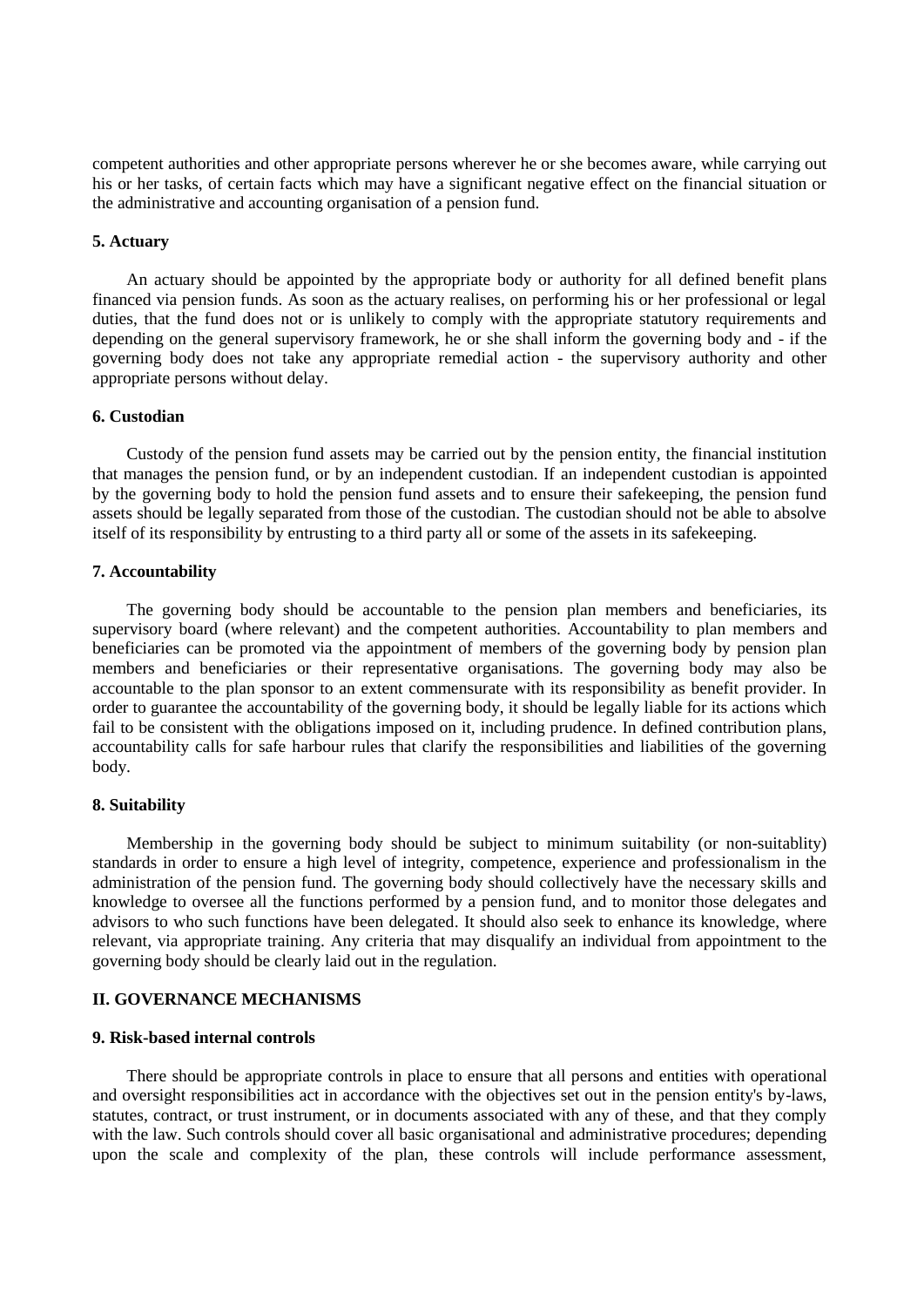competent authorities and other appropriate persons wherever he or she becomes aware, while carrying out his or her tasks, of certain facts which may have a significant negative effect on the financial situation or the administrative and accounting organisation of a pension fund.

**5. Actuary**

An actuary should be appointed by the appropriate body or authority for all defined benefit plans financed via pension funds. As soon as the actuary realises, on performing his or her professional or legal duties, that the fund does not or is unlikely to comply with the appropriate statutory requirements and depending on the general supervisory framework, he or she shall inform the governing body and - if the governing body does not take any appropriate remedial action - the supervisory authority and other appropriate persons without delay.

**6. Custodian**

Custody of the pension fund assets may be carried out by the pension entity, the financial institution that manages the pension fund, or by an independent custodian. If an independent custodian is appointed by the governing body to hold the pension fund assets and to ensure their safekeeping, the pension fund assets should be legally separated from those of the custodian. The custodian should not be able to absolve itself of its responsibility by entrusting to a third party all or some of the assets in its safekeeping.

**7. Accountability**

The governing body should be accountable to the pension plan members and beneficiaries, its supervisory board (where relevant) and the competent authorities. Accountability to plan members and beneficiaries can be promoted via the appointment of members of the governing body by pension plan members and beneficiaries or their representative organisations. The governing body may also be accountable to the plan sponsor to an extent commensurate with its responsibility as benefit provider. In order to guarantee the accountability of the governing body, it should be legally liable for its actions which fail to be consistent with the obligations imposed on it, including prudence. In defined contribution plans, accountability calls for safe harbour rules that clarify the responsibilities and liabilities of the governing body.

**8. Suitability**

Membership in the governing body should be subject to minimum suitability (or non-suitablity) standards in order to ensure a high level of integrity, competence, experience and professionalism in the administration of the pension fund. The governing body should collectively have the necessary skills and knowledge to oversee all the functions performed by a pension fund, and to monitor those delegates and advisors to who such functions have been delegated. It should also seek to enhance its knowledge, where relevant, via appropriate training. Any criteria that may disqualify an individual from appointment to the governing body should be clearly laid out in the regulation.

**II. GOVERNANCE MECHANISMS**

**9. Risk-based internal controls**

There should be appropriate controls in place to ensure that all persons and entities with operational and oversight responsibilities act in accordance with the objectives set out in the pension entity's by-laws, statutes, contract, or trust instrument, or in documents associated with any of these, and that they comply with the law. Such controls should cover all basic organisational and administrative procedures; depending upon the scale and complexity of the plan, these controls will include performance assessment,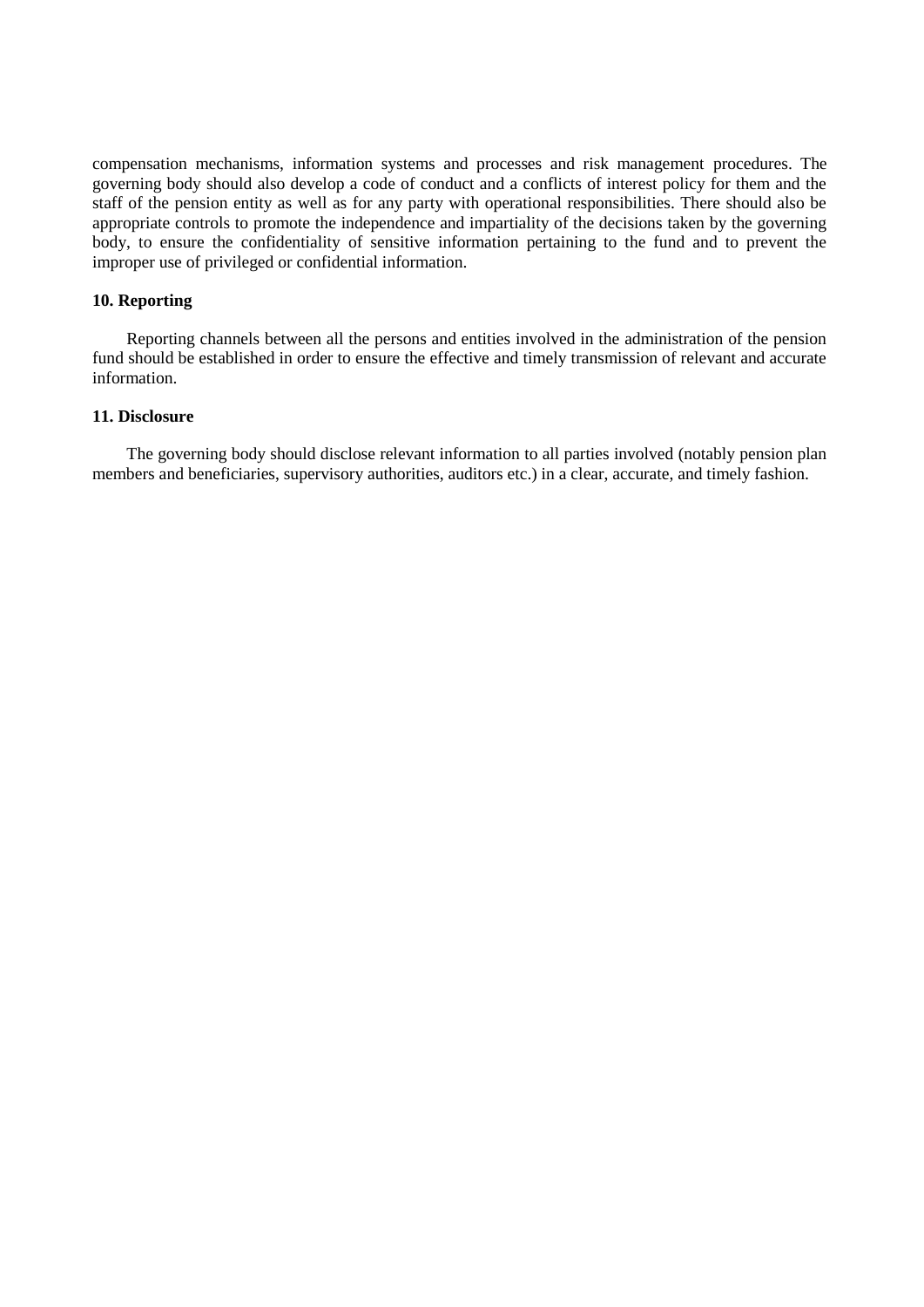compensation mechanisms, information systems and processes and risk management procedures. The governing body should also develop a code of conduct and a conflicts of interest policy for them and the staff of the pension entity as well as for any party with operational responsibilities. There should also be appropriate controls to promote the independence and impartiality of the decisions taken by the governing body, to ensure the confidentiality of sensitive information pertaining to the fund and to prevent the improper use of privileged or confidential information.

### 10. Reporting

Reporting channels between all the persons and entities involved in the administration of the pension fund should be established in order to ensure the effective and timely transmission of relevant and accurate information.

### 11. Disclosure

The governing body should disclose relevant information to all parties involved (notably pension plan members and beneficiaries, supervisory authorities, auditors etc.) in a clear, accurate, and timely fashion.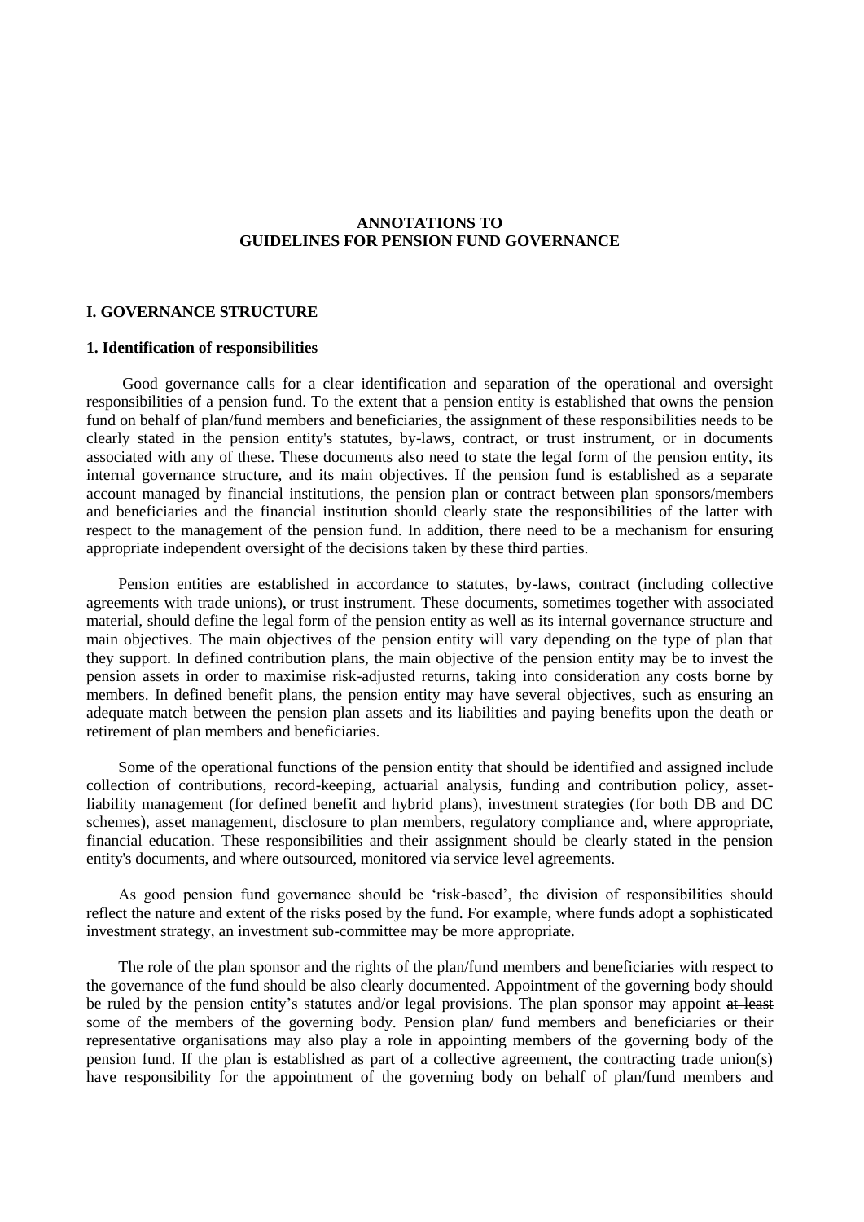**ANNOTATIONS TO GUIDELINES FOR PENSION FUND GOVERNANCE**

## I. GOVERNANCE STRUCTURE

### 1. Identification of responsibilities

Good governance calls for a clear identification and separation of the operational and oversight responsibilities of a pension fund. To the extent that a pension entity is established that owns the pension fund on behalf of plan/fund members and beneficiaries, the assignment of these responsibilities needs to be clearly stated in the pension entity's statutes, by-laws, contract, or trust instrument, or in documents associated with any of these. These documents also need to state the legal form of the pension entity, its internal governance structure, and its main objectives. If the pension fund is established as a separate account managed by financial institutions, the pension plan or contract between plan sponsors/members and beneficiaries and the financial institution should clearly state the responsibilities of the latter with respect to the management of the pension fund. In addition, there need to be a mechanism for ensuring appropriate independent oversight of the decisions taken by these third parties.

Pension entities are established in accordance to statutes, by-laws, contract (including collective agreements with trade unions), or trust instrument. These documents, sometimes together with associated material, should define the legal form of the pension entity as well as its internal governance structure and main objectives. The main objectives of the pension entity will vary depending on the type of plan that they support. In defined contribution plans, the main objective of the pension entity may be to invest the pension assets in order to maximise risk-adjusted returns, taking into consideration any costs borne by members. In defined benefit plans, the pension entity may have several objectives, such as ensuring an adequate match between the pension plan assets and its liabilities and paying benefits upon the death or retirement of plan members and beneficiaries.

Some of the operational functions of the pension entity that should be identified and assigned include collection of contributions, record-keeping, actuarial analysis, funding and contribution policy, asset-liability management (for defined benefit and hybrid plans), investment strategies (for both DB and DC schemes), asset management, disclosure to plan members, regulatory compliance and, where appropriate, financial education. These responsibilities and their assignment should be clearly stated in the pension entity's documents, and where outsourced, monitored via service level agreements.

As good pension fund governance should be 'risk-based', the division of responsibilities should reflect the nature and extent of the risks posed by the fund. For example, where funds adopt a sophisticated investment strategy, an investment sub-committee may be more appropriate.

The role of the plan sponsor and the rights of the plan/fund members and beneficiaries with respect to the governance of the fund should be also clearly documented. Appointment of the governing body should be ruled by the pension entity's statutes and/or legal provisions. The plan sponsor may appoint ~~at least~~ some of the members of the governing body. Pension plan/ fund members and beneficiaries or their representative organisations may also play a role in appointing members of the governing body of the pension fund. If the plan is established as part of a collective agreement, the contracting trade union(s) have responsibility for the appointment of the governing body on behalf of plan/fund members and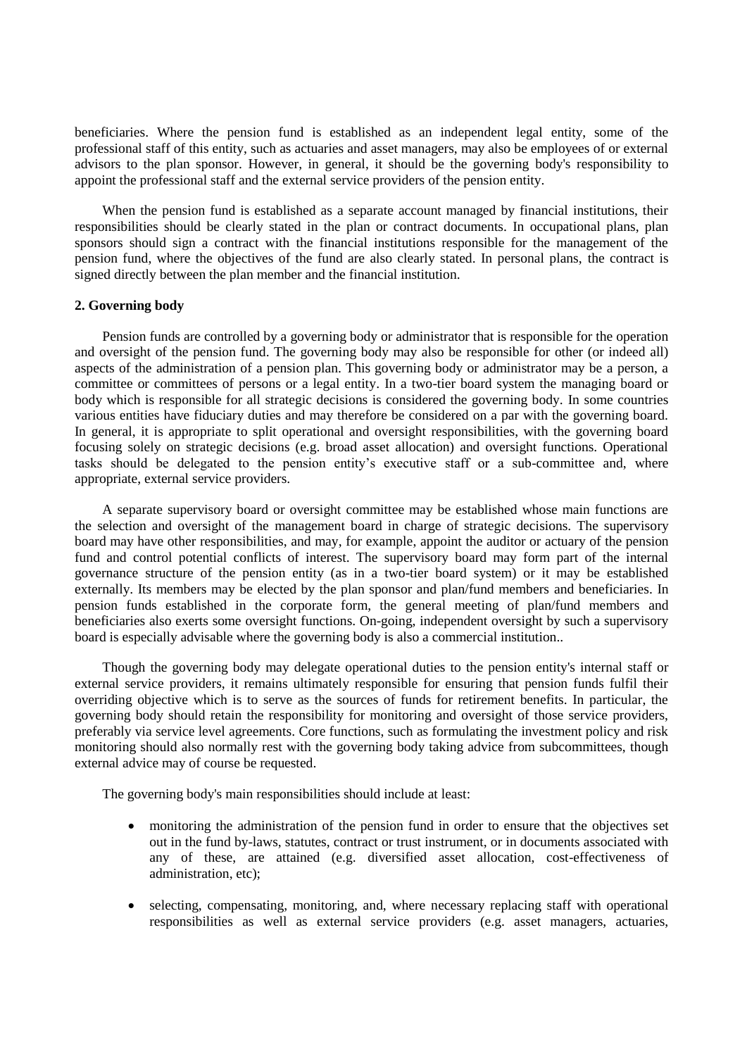beneficiaries. Where the pension fund is established as an independent legal entity, some of the professional staff of this entity, such as actuaries and asset managers, may also be employees of or external advisors to the plan sponsor. However, in general, it should be the governing body's responsibility to appoint the professional staff and the external service providers of the pension entity.

When the pension fund is established as a separate account managed by financial institutions, their responsibilities should be clearly stated in the plan or contract documents. In occupational plans, plan sponsors should sign a contract with the financial institutions responsible for the management of the pension fund, where the objectives of the fund are also clearly stated. In personal plans, the contract is signed directly between the plan member and the financial institution.

**2. Governing body**

Pension funds are controlled by a governing body or administrator that is responsible for the operation and oversight of the pension fund. The governing body may also be responsible for other (or indeed all) aspects of the administration of a pension plan. This governing body or administrator may be a person, a committee or committees of persons or a legal entity. In a two-tier board system the managing board or body which is responsible for all strategic decisions is considered the governing body. In some countries various entities have fiduciary duties and may therefore be considered on a par with the governing board. In general, it is appropriate to split operational and oversight responsibilities, with the governing board focusing solely on strategic decisions (e.g. broad asset allocation) and oversight functions. Operational tasks should be delegated to the pension entity's executive staff or a sub-committee and, where appropriate, external service providers.

A separate supervisory board or oversight committee may be established whose main functions are the selection and oversight of the management board in charge of strategic decisions. The supervisory board may have other responsibilities, and may, for example, appoint the auditor or actuary of the pension fund and control potential conflicts of interest. The supervisory board may form part of the internal governance structure of the pension entity (as in a two-tier board system) or it may be established externally. Its members may be elected by the plan sponsor and plan/fund members and beneficiaries. In pension funds established in the corporate form, the general meeting of plan/fund members and beneficiaries also exerts some oversight functions. On-going, independent oversight by such a supervisory board is especially advisable where the governing body is also a commercial institution..

Though the governing body may delegate operational duties to the pension entity's internal staff or external service providers, it remains ultimately responsible for ensuring that pension funds fulfil their overriding objective which is to serve as the sources of funds for retirement benefits. In particular, the governing body should retain the responsibility for monitoring and oversight of those service providers, preferably via service level agreements. Core functions, such as formulating the investment policy and risk monitoring should also normally rest with the governing body taking advice from subcommittees, though external advice may of course be requested.

The governing body's main responsibilities should include at least:

- monitoring the administration of the pension fund in order to ensure that the objectives set out in the fund by-laws, statutes, contract or trust instrument, or in documents associated with any of these, are attained (e.g. diversified asset allocation, cost-effectiveness of administration, etc);

- selecting, compensating, monitoring, and, where necessary replacing staff with operational responsibilities as well as external service providers (e.g. asset managers, actuaries,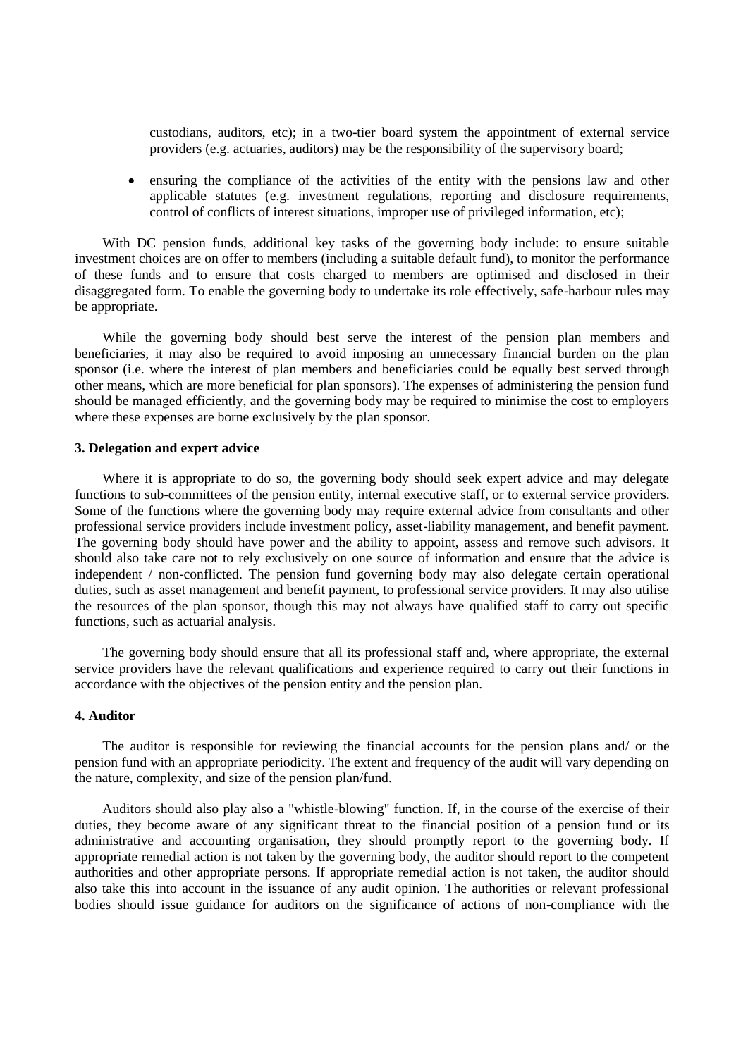custodians, auditors, etc); in a two-tier board system the appointment of external service providers (e.g. actuaries, auditors) may be the responsibility of the supervisory board;

- ensuring the compliance of the activities of the entity with the pensions law and other applicable statutes (e.g. investment regulations, reporting and disclosure requirements, control of conflicts of interest situations, improper use of privileged information, etc);

With DC pension funds, additional key tasks of the governing body include: to ensure suitable investment choices are on offer to members (including a suitable default fund), to monitor the performance of these funds and to ensure that costs charged to members are optimised and disclosed in their disaggregated form. To enable the governing body to undertake its role effectively, safe-harbour rules may be appropriate.

While the governing body should best serve the interest of the pension plan members and beneficiaries, it may also be required to avoid imposing an unnecessary financial burden on the plan sponsor (i.e. where the interest of plan members and beneficiaries could be equally best served through other means, which are more beneficial for plan sponsors). The expenses of administering the pension fund should be managed efficiently, and the governing body may be required to minimise the cost to employers where these expenses are borne exclusively by the plan sponsor.

**3. Delegation and expert advice**

Where it is appropriate to do so, the governing body should seek expert advice and may delegate functions to sub-committees of the pension entity, internal executive staff, or to external service providers. Some of the functions where the governing body may require external advice from consultants and other professional service providers include investment policy, asset-liability management, and benefit payment. The governing body should have power and the ability to appoint, assess and remove such advisors. It should also take care not to rely exclusively on one source of information and ensure that the advice is independent / non-conflicted. The pension fund governing body may also delegate certain operational duties, such as asset management and benefit payment, to professional service providers. It may also utilise the resources of the plan sponsor, though this may not always have qualified staff to carry out specific functions, such as actuarial analysis.

The governing body should ensure that all its professional staff and, where appropriate, the external service providers have the relevant qualifications and experience required to carry out their functions in accordance with the objectives of the pension entity and the pension plan.

**4. Auditor**

The auditor is responsible for reviewing the financial accounts for the pension plans and/ or the pension fund with an appropriate periodicity. The extent and frequency of the audit will vary depending on the nature, complexity, and size of the pension plan/fund.

Auditors should also play also a "whistle-blowing" function. If, in the course of the exercise of their duties, they become aware of any significant threat to the financial position of a pension fund or its administrative and accounting organisation, they should promptly report to the governing body. If appropriate remedial action is not taken by the governing body, the auditor should report to the competent authorities and other appropriate persons. If appropriate remedial action is not taken, the auditor should also take this into account in the issuance of any audit opinion. The authorities or relevant professional bodies should issue guidance for auditors on the significance of actions of non-compliance with the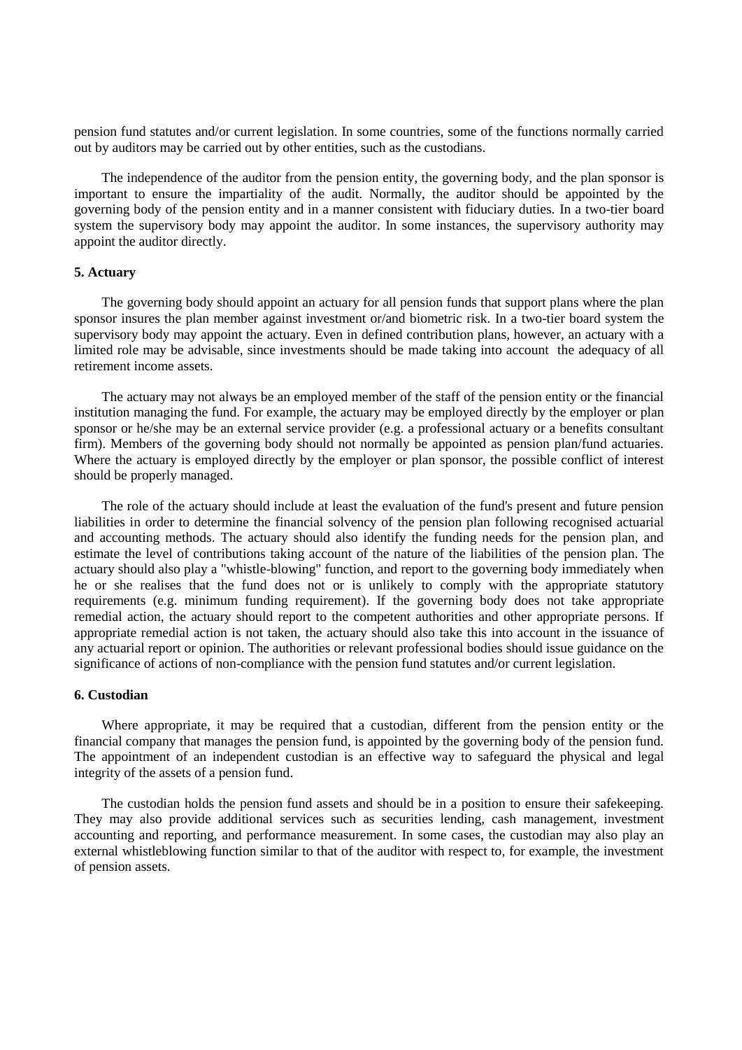pension fund statutes and/or current legislation. In some countries, some of the functions normally carried out by auditors may be carried out by other entities, such as the custodians.

The independence of the auditor from the pension entity, the governing body, and the plan sponsor is important to ensure the impartiality of the audit. Normally, the auditor should be appointed by the governing body of the pension entity and in a manner consistent with fiduciary duties. In a two-tier board system the supervisory body may appoint the auditor. In some instances, the supervisory authority may appoint the auditor directly.

**5. Actuary**

The governing body should appoint an actuary for all pension funds that support plans where the plan sponsor insures the plan member against investment or/and biometric risk. In a two-tier board system the supervisory body may appoint the actuary. Even in defined contribution plans, however, an actuary with a limited role may be advisable, since investments should be made taking into account the adequacy of all retirement income assets.

The actuary may not always be an employed member of the staff of the pension entity or the financial institution managing the fund. For example, the actuary may be employed directly by the employer or plan sponsor or he/she may be an external service provider (e.g. a professional actuary or a benefits consultant firm). Members of the governing body should not normally be appointed as pension plan/fund actuaries. Where the actuary is employed directly by the employer or plan sponsor, the possible conflict of interest should be properly managed.

The role of the actuary should include at least the evaluation of the fund's present and future pension liabilities in order to determine the financial solvency of the pension plan following recognised actuarial and accounting methods. The actuary should also identify the funding needs for the pension plan, and estimate the level of contributions taking account of the nature of the liabilities of the pension plan. The actuary should also play a "whistle-blowing" function, and report to the governing body immediately when he or she realises that the fund does not or is unlikely to comply with the appropriate statutory requirements (e.g. minimum funding requirement). If the governing body does not take appropriate remedial action, the actuary should report to the competent authorities and other appropriate persons. If appropriate remedial action is not taken, the actuary should also take this into account in the issuance of any actuarial report or opinion. The authorities or relevant professional bodies should issue guidance on the significance of actions of non-compliance with the pension fund statutes and/or current legislation.

**6. Custodian**

Where appropriate, it may be required that a custodian, different from the pension entity or the financial company that manages the pension fund, is appointed by the governing body of the pension fund. The appointment of an independent custodian is an effective way to safeguard the physical and legal integrity of the assets of a pension fund.

The custodian holds the pension fund assets and should be in a position to ensure their safekeeping. They may also provide additional services such as securities lending, cash management, investment accounting and reporting, and performance measurement. In some cases, the custodian may also play an external whistleblowing function similar to that of the auditor with respect to, for example, the investment of pension assets.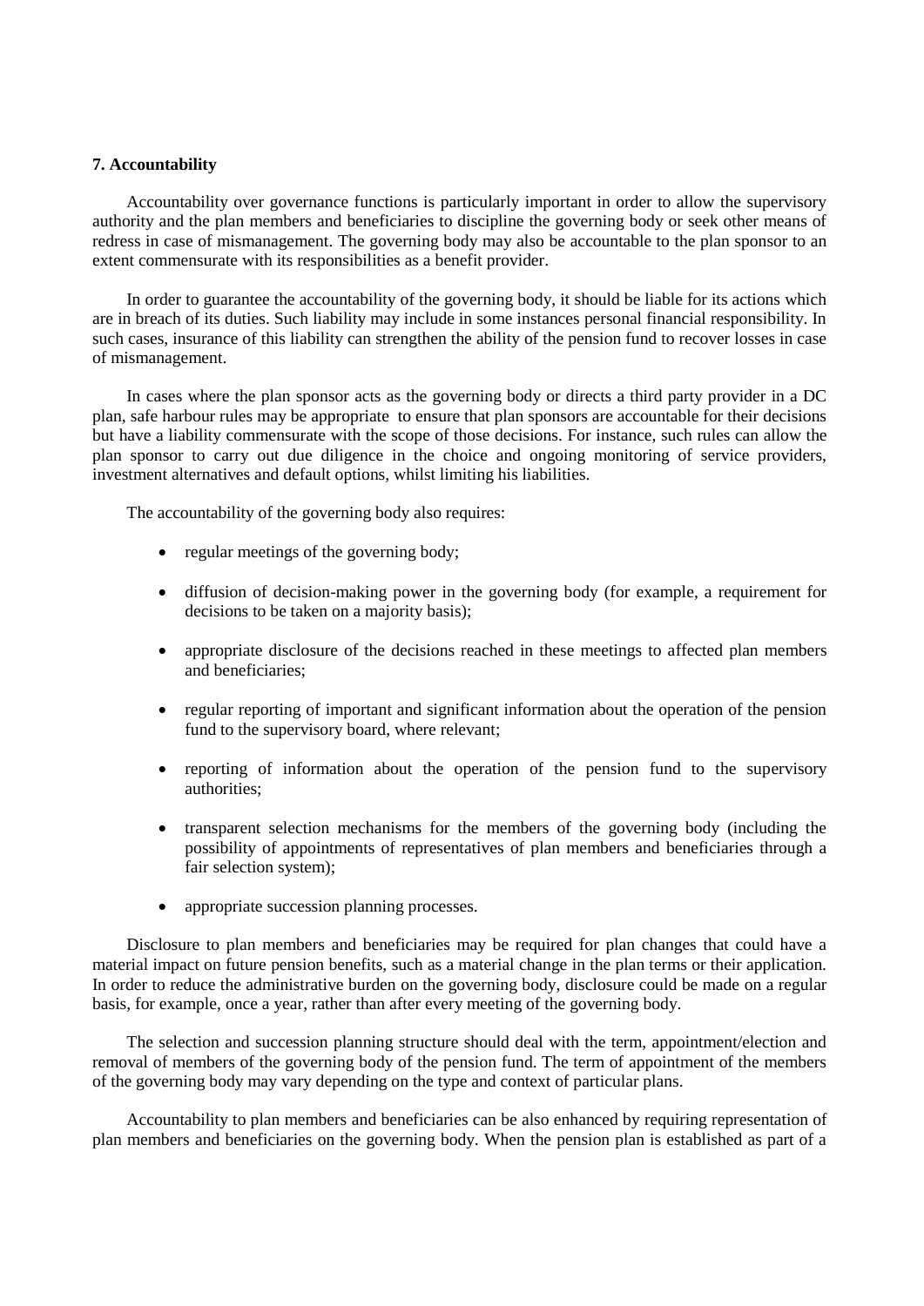**7. Accountability**

Accountability over governance functions is particularly important in order to allow the supervisory authority and the plan members and beneficiaries to discipline the governing body or seek other means of redress in case of mismanagement. The governing body may also be accountable to the plan sponsor to an extent commensurate with its responsibilities as a benefit provider.

In order to guarantee the accountability of the governing body, it should be liable for its actions which are in breach of its duties. Such liability may include in some instances personal financial responsibility. In such cases, insurance of this liability can strengthen the ability of the pension fund to recover losses in case of mismanagement.

In cases where the plan sponsor acts as the governing body or directs a third party provider in a DC plan, safe harbour rules may be appropriate to ensure that plan sponsors are accountable for their decisions but have a liability commensurate with the scope of those decisions. For instance, such rules can allow the plan sponsor to carry out due diligence in the choice and ongoing monitoring of service providers, investment alternatives and default options, whilst limiting his liabilities.

The accountability of the governing body also requires:

- regular meetings of the governing body;
- diffusion of decision-making power in the governing body (for example, a requirement for decisions to be taken on a majority basis);
- appropriate disclosure of the decisions reached in these meetings to affected plan members and beneficiaries;
- regular reporting of important and significant information about the operation of the pension fund to the supervisory board, where relevant;
- reporting of information about the operation of the pension fund to the supervisory authorities;
- transparent selection mechanisms for the members of the governing body (including the possibility of appointments of representatives of plan members and beneficiaries through a fair selection system);
- appropriate succession planning processes.

Disclosure to plan members and beneficiaries may be required for plan changes that could have a material impact on future pension benefits, such as a material change in the plan terms or their application. In order to reduce the administrative burden on the governing body, disclosure could be made on a regular basis, for example, once a year, rather than after every meeting of the governing body.

The selection and succession planning structure should deal with the term, appointment/election and removal of members of the governing body of the pension fund. The term of appointment of the members of the governing body may vary depending on the type and context of particular plans.

Accountability to plan members and beneficiaries can be also enhanced by requiring representation of plan members and beneficiaries on the governing body. When the pension plan is established as part of a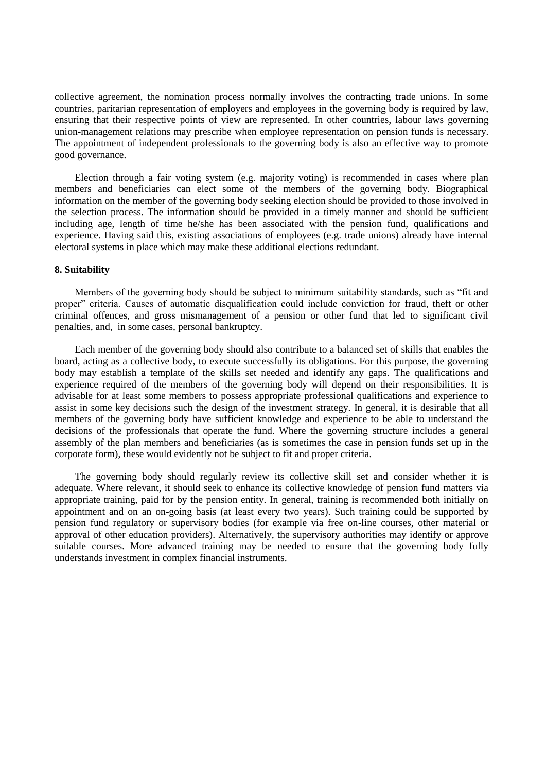collective agreement, the nomination process normally involves the contracting trade unions. In some countries, paritarian representation of employers and employees in the governing body is required by law, ensuring that their respective points of view are represented. In other countries, labour laws governing union-management relations may prescribe when employee representation on pension funds is necessary. The appointment of independent professionals to the governing body is also an effective way to promote good governance.

Election through a fair voting system (e.g. majority voting) is recommended in cases where plan members and beneficiaries can elect some of the members of the governing body. Biographical information on the member of the governing body seeking election should be provided to those involved in the selection process. The information should be provided in a timely manner and should be sufficient including age, length of time he/she has been associated with the pension fund, qualifications and experience. Having said this, existing associations of employees (e.g. trade unions) already have internal electoral systems in place which may make these additional elections redundant.

**8. Suitability**

Members of the governing body should be subject to minimum suitability standards, such as "fit and proper" criteria. Causes of automatic disqualification could include conviction for fraud, theft or other criminal offences, and gross mismanagement of a pension or other fund that led to significant civil penalties, and, in some cases, personal bankruptcy.

Each member of the governing body should also contribute to a balanced set of skills that enables the board, acting as a collective body, to execute successfully its obligations. For this purpose, the governing body may establish a template of the skills set needed and identify any gaps. The qualifications and experience required of the members of the governing body will depend on their responsibilities. It is advisable for at least some members to possess appropriate professional qualifications and experience to assist in some key decisions such the design of the investment strategy. In general, it is desirable that all members of the governing body have sufficient knowledge and experience to be able to understand the decisions of the professionals that operate the fund. Where the governing structure includes a general assembly of the plan members and beneficiaries (as is sometimes the case in pension funds set up in the corporate form), these would evidently not be subject to fit and proper criteria.

The governing body should regularly review its collective skill set and consider whether it is adequate. Where relevant, it should seek to enhance its collective knowledge of pension fund matters via appropriate training, paid for by the pension entity. In general, training is recommended both initially on appointment and on an on-going basis (at least every two years). Such training could be supported by pension fund regulatory or supervisory bodies (for example via free on-line courses, other material or approval of other education providers). Alternatively, the supervisory authorities may identify or approve suitable courses. More advanced training may be needed to ensure that the governing body fully understands investment in complex financial instruments.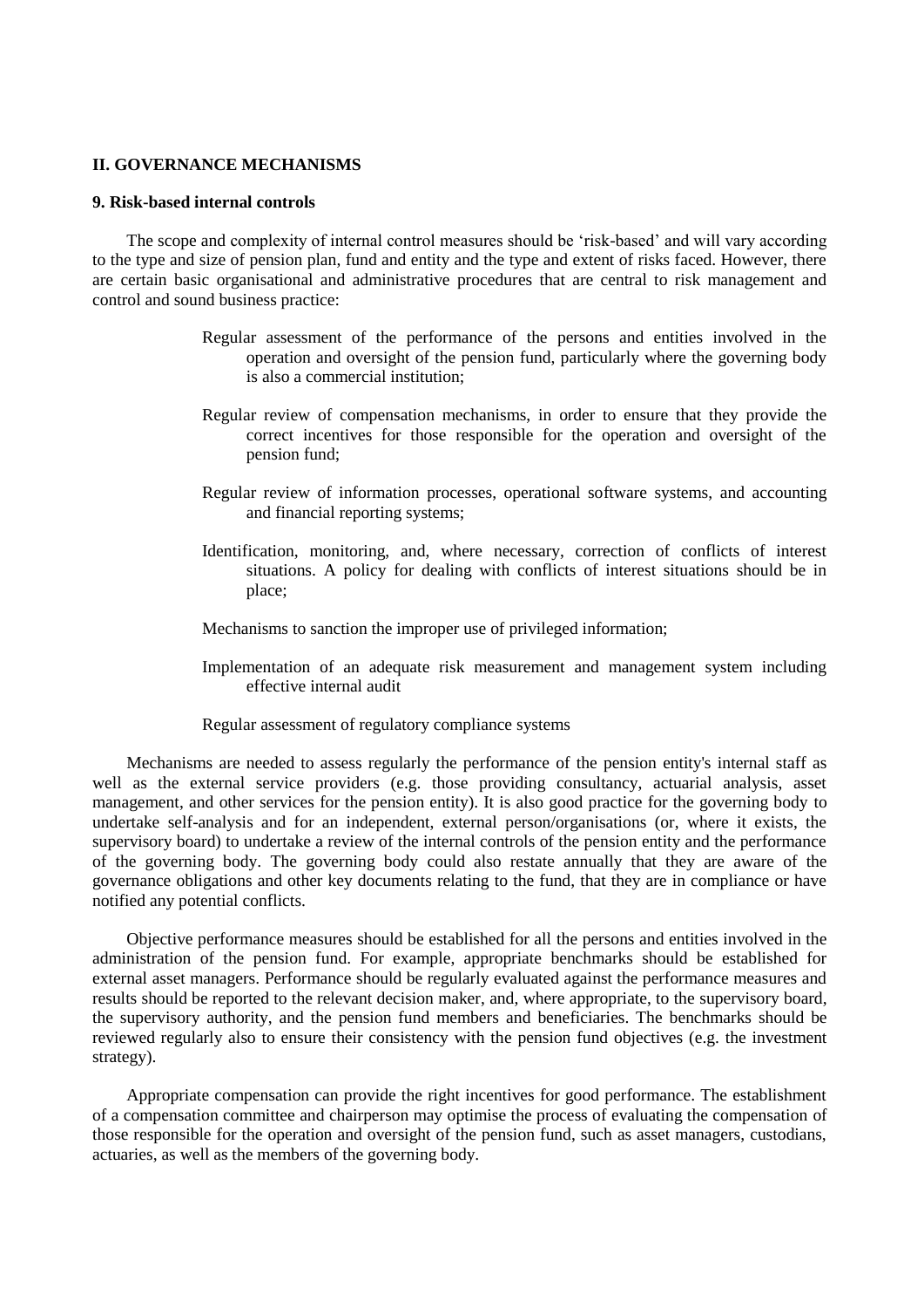## II. GOVERNANCE MECHANISMS

### 9. Risk-based internal controls

The scope and complexity of internal control measures should be 'risk-based' and will vary according to the type and size of pension plan, fund and entity and the type and extent of risks faced. However, there are certain basic organisational and administrative procedures that are central to risk management and control and sound business practice:

- Regular assessment of the performance of the persons and entities involved in the operation and oversight of the pension fund, particularly where the governing body is also a commercial institution;
- Regular review of compensation mechanisms, in order to ensure that they provide the correct incentives for those responsible for the operation and oversight of the pension fund;
- Regular review of information processes, operational software systems, and accounting and financial reporting systems;
- Identification, monitoring, and, where necessary, correction of conflicts of interest situations. A policy for dealing with conflicts of interest situations should be in place;
- Mechanisms to sanction the improper use of privileged information;
- Implementation of an adequate risk measurement and management system including effective internal audit
- Regular assessment of regulatory compliance systems

Mechanisms are needed to assess regularly the performance of the pension entity's internal staff as well as the external service providers (e.g. those providing consultancy, actuarial analysis, asset management, and other services for the pension entity). It is also good practice for the governing body to undertake self-analysis and for an independent, external person/organisations (or, where it exists, the supervisory board) to undertake a review of the internal controls of the pension entity and the performance of the governing body. The governing body could also restate annually that they are aware of the governance obligations and other key documents relating to the fund, that they are in compliance or have notified any potential conflicts.

Objective performance measures should be established for all the persons and entities involved in the administration of the pension fund. For example, appropriate benchmarks should be established for external asset managers. Performance should be regularly evaluated against the performance measures and results should be reported to the relevant decision maker, and, where appropriate, to the supervisory board, the supervisory authority, and the pension fund members and beneficiaries. The benchmarks should be reviewed regularly also to ensure their consistency with the pension fund objectives (e.g. the investment strategy).

Appropriate compensation can provide the right incentives for good performance. The establishment of a compensation committee and chairperson may optimise the process of evaluating the compensation of those responsible for the operation and oversight of the pension fund, such as asset managers, custodians, actuaries, as well as the members of the governing body.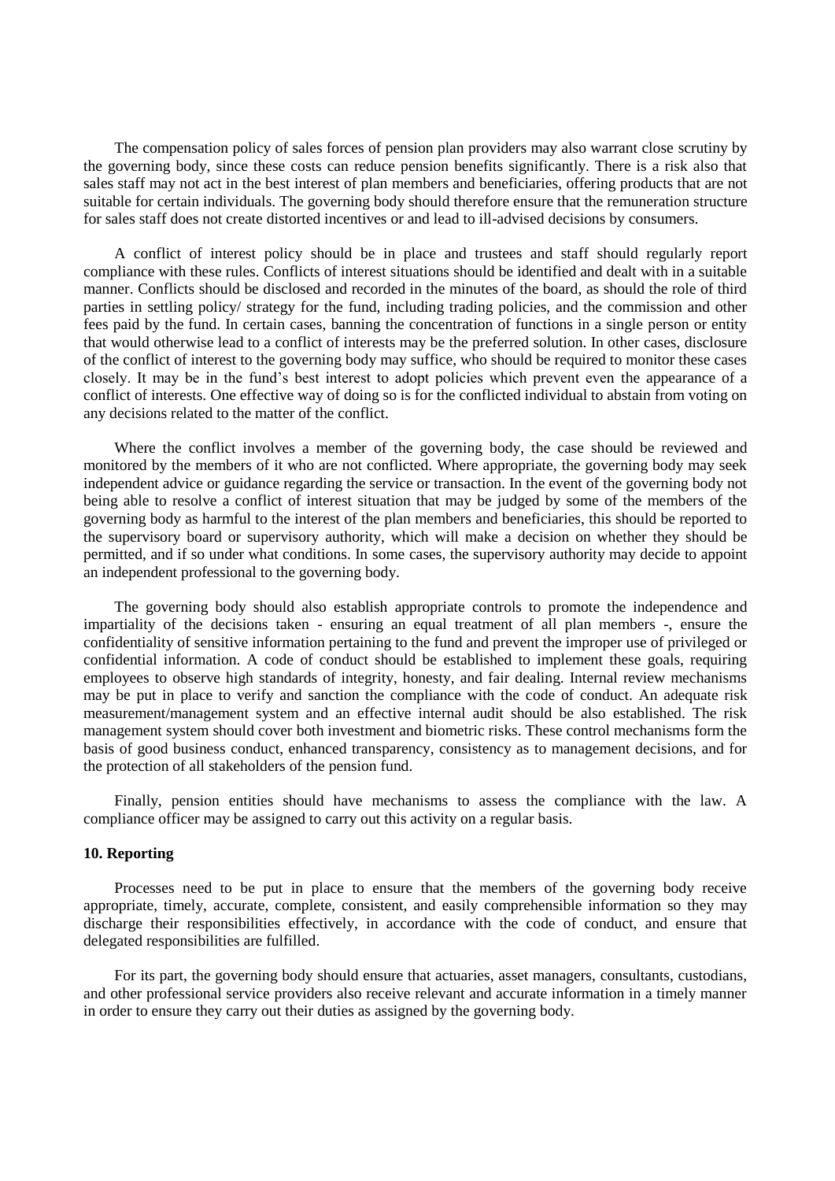The compensation policy of sales forces of pension plan providers may also warrant close scrutiny by the governing body, since these costs can reduce pension benefits significantly. There is a risk also that sales staff may not act in the best interest of plan members and beneficiaries, offering products that are not suitable for certain individuals. The governing body should therefore ensure that the remuneration structure for sales staff does not create distorted incentives or and lead to ill-advised decisions by consumers.

A conflict of interest policy should be in place and trustees and staff should regularly report compliance with these rules. Conflicts of interest situations should be identified and dealt with in a suitable manner. Conflicts should be disclosed and recorded in the minutes of the board, as should the role of third parties in settling policy/ strategy for the fund, including trading policies, and the commission and other fees paid by the fund. In certain cases, banning the concentration of functions in a single person or entity that would otherwise lead to a conflict of interests may be the preferred solution. In other cases, disclosure of the conflict of interest to the governing body may suffice, who should be required to monitor these cases closely. It may be in the fund's best interest to adopt policies which prevent even the appearance of a conflict of interests. One effective way of doing so is for the conflicted individual to abstain from voting on any decisions related to the matter of the conflict.

Where the conflict involves a member of the governing body, the case should be reviewed and monitored by the members of it who are not conflicted. Where appropriate, the governing body may seek independent advice or guidance regarding the service or transaction. In the event of the governing body not being able to resolve a conflict of interest situation that may be judged by some of the members of the governing body as harmful to the interest of the plan members and beneficiaries, this should be reported to the supervisory board or supervisory authority, which will make a decision on whether they should be permitted, and if so under what conditions. In some cases, the supervisory authority may decide to appoint an independent professional to the governing body.

The governing body should also establish appropriate controls to promote the independence and impartiality of the decisions taken - ensuring an equal treatment of all plan members -, ensure the confidentiality of sensitive information pertaining to the fund and prevent the improper use of privileged or confidential information. A code of conduct should be established to implement these goals, requiring employees to observe high standards of integrity, honesty, and fair dealing. Internal review mechanisms may be put in place to verify and sanction the compliance with the code of conduct. An adequate risk measurement/management system and an effective internal audit should be also established. The risk management system should cover both investment and biometric risks. These control mechanisms form the basis of good business conduct, enhanced transparency, consistency as to management decisions, and for the protection of all stakeholders of the pension fund.

Finally, pension entities should have mechanisms to assess the compliance with the law. A compliance officer may be assigned to carry out this activity on a regular basis.

**10. Reporting**

Processes need to be put in place to ensure that the members of the governing body receive appropriate, timely, accurate, complete, consistent, and easily comprehensible information so they may discharge their responsibilities effectively, in accordance with the code of conduct, and ensure that delegated responsibilities are fulfilled.

For its part, the governing body should ensure that actuaries, asset managers, consultants, custodians, and other professional service providers also receive relevant and accurate information in a timely manner in order to ensure they carry out their duties as assigned by the governing body.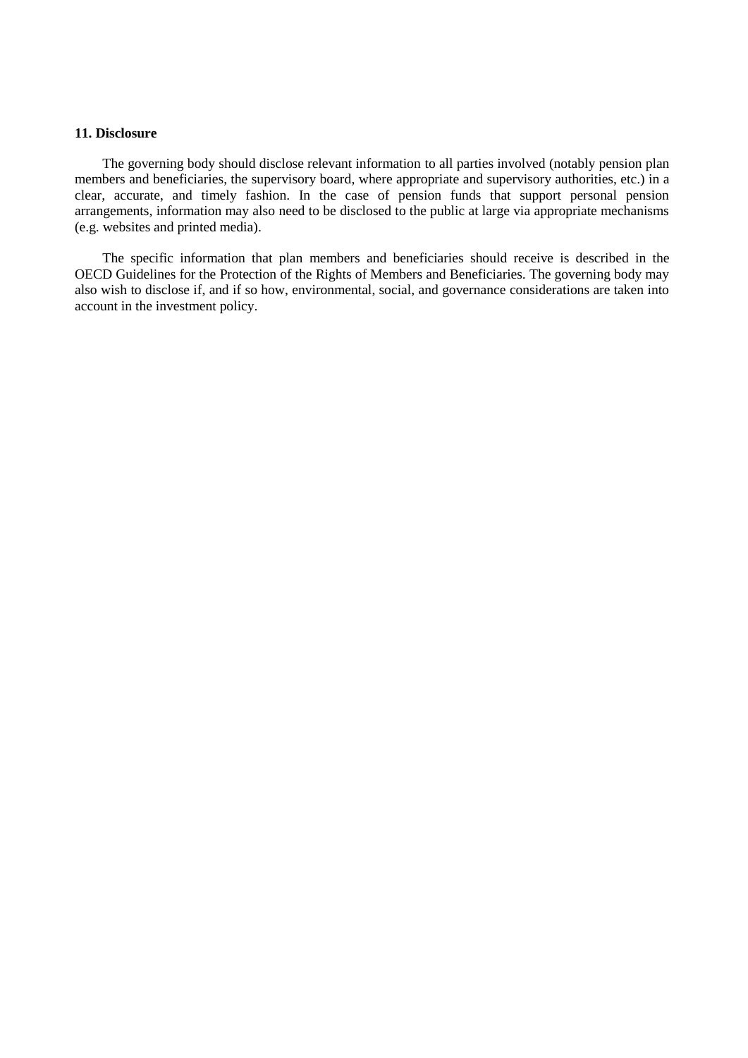**11. Disclosure**

The governing body should disclose relevant information to all parties involved (notably pension plan members and beneficiaries, the supervisory board, where appropriate and supervisory authorities, etc.) in a clear, accurate, and timely fashion. In the case of pension funds that support personal pension arrangements, information may also need to be disclosed to the public at large via appropriate mechanisms (e.g. websites and printed media).

The specific information that plan members and beneficiaries should receive is described in the OECD Guidelines for the Protection of the Rights of Members and Beneficiaries. The governing body may also wish to disclose if, and if so how, environmental, social, and governance considerations are taken into account in the investment policy.